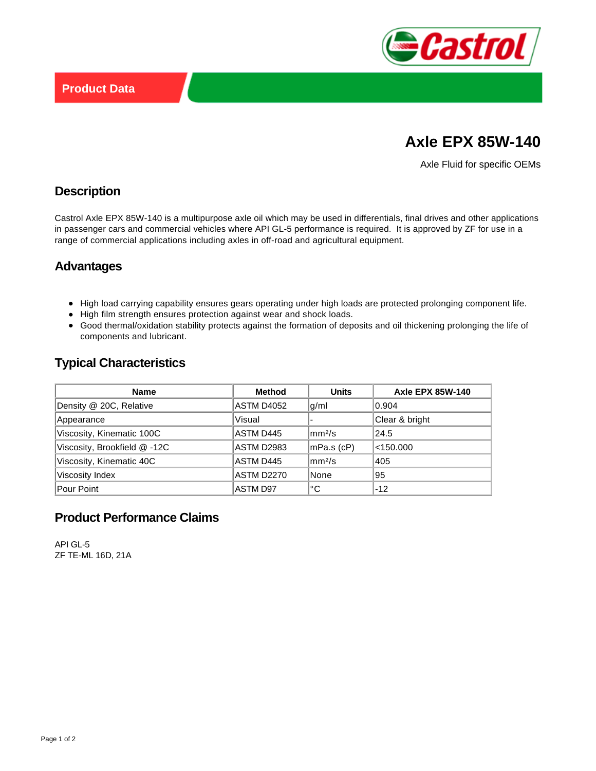Product Data

# Axle EPX 85W-140

Axle Fluid for specific OEMs

## Description

Castrol Axle EPX 85W-140 is a multipurpose axle oil which may be used in differentials, final drives and other applications in passenger cars and commercial vehicles where API GL-5 performance is required.  It is approved by ZF for use in a range of commercial applications including axles in off-road and agricultural equipment.

## Advantages

- High load carrying capability ensures gears operating under high loads are protected prolonging component life.
- High film strength ensures protection against wear and shock loads.
- Good thermal/oxidation stability protects against the formation of deposits and oil thickening prolonging the life of components and lubricant.

## Typical Characteristics

| Name | Method | Units | Axle EPX 85W-140 |
|---|---|---|---|
| Density @ 20C, Relative | ASTM D4052 | g/ml | 0.904 |
| Appearance | Visual | - | Clear & bright |
| Viscosity, Kinematic 100C | ASTM D445 | mm²/s | 24.5 |
| Viscosity, Brookfield @ -12C | ASTM D2983 | mPa.s (cP) | <150.000 |
| Viscosity, Kinematic 40C | ASTM D445 | mm²/s | 405 |
| Viscosity Index | ASTM D2270 | None | 95 |
| Pour Point | ASTM D97 | °C | -12 |

## Product Performance Claims

API GL-5  
ZF TE-ML 16D, 21A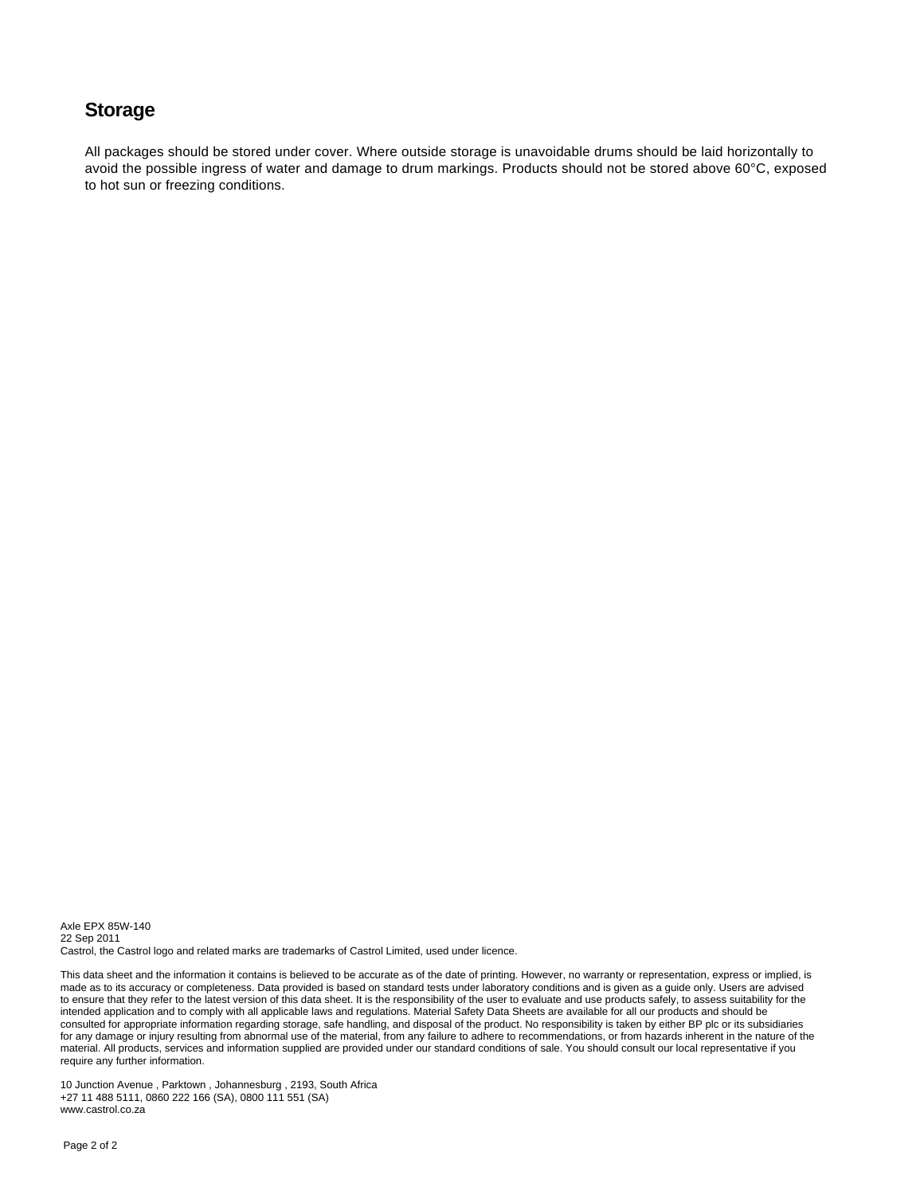## Storage

All packages should be stored under cover. Where outside storage is unavoidable drums should be laid horizontally to avoid the possible ingress of water and damage to drum markings. Products should not be stored above 60°C, exposed to hot sun or freezing conditions.

Axle EPX 85W-140
22 Sep 2011
Castrol, the Castrol logo and related marks are trademarks of Castrol Limited, used under licence.

This data sheet and the information it contains is believed to be accurate as of the date of printing. However, no warranty or representation, express or implied, is made as to its accuracy or completeness. Data provided is based on standard tests under laboratory conditions and is given as a guide only. Users are advised to ensure that they refer to the latest version of this data sheet. It is the responsibility of the user to evaluate and use products safely, to assess suitability for the intended application and to comply with all applicable laws and regulations. Material Safety Data Sheets are available for all our products and should be consulted for appropriate information regarding storage, safe handling, and disposal of the product. No responsibility is taken by either BP plc or its subsidiaries for any damage or injury resulting from abnormal use of the material, from any failure to adhere to recommendations, or from hazards inherent in the nature of the material. All products, services and information supplied are provided under our standard conditions of sale. You should consult our local representative if you require any further information.

10 Junction Avenue , Parktown , Johannesburg , 2193, South Africa
+27 11 488 5111, 0860 222 166 (SA), 0800 111 551 (SA)
www.castrol.co.za